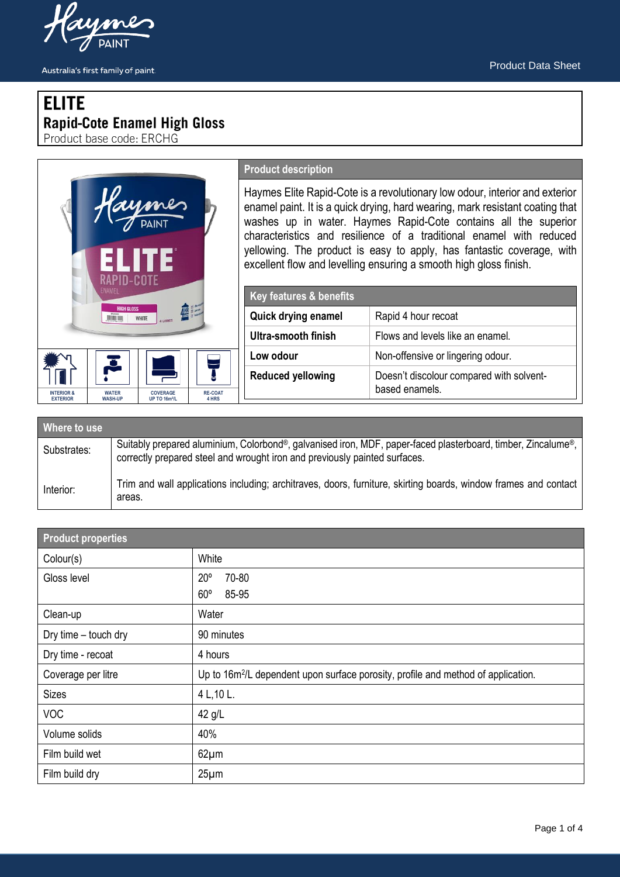# ELITE

## Rapid-Cote Enamel High Gloss

Product base code: ERCHG

INTERIOR & EXTERIOR | WATER WASH-UP | COVERAGE UP TO 16m²/L | RE-COAT 4 HRS

### Product description

Haymes Elite Rapid-Cote is a revolutionary low odour, interior and exterior enamel paint. It is a quick drying, hard wearing, mark resistant coating that washes up in water. Haymes Rapid-Cote contains all the superior characteristics and resilience of a traditional enamel with reduced yellowing. The product is easy to apply, has fantastic coverage, with excellent flow and levelling ensuring a smooth high gloss finish.

| Key features & benefits | |
|---|---|
| **Quick drying enamel** | Rapid 4 hour recoat |
| **Ultra-smooth finish** | Flows and levels like an enamel. |
| **Low odour** | Non-offensive or lingering odour. |
| **Reduced yellowing** | Doesn't discolour compared with solvent-based enamels. |

| Where to use | |
|---|---|
| Substrates: | Suitably prepared aluminium, Colorbond®, galvanised iron, MDF, paper-faced plasterboard, timber, Zincalume®, correctly prepared steel and wrought iron and previously painted surfaces. |
| Interior: | Trim and wall applications including; architraves, doors, furniture, skirting boards, window frames and contact areas. |

| Product properties | |
|---|---|
| Colour(s) | White |
| Gloss level | 20º 70-80<br>60º 85-95 |
| Clean-up | Water |
| Dry time – touch dry | 90 minutes |
| Dry time - recoat | 4 hours |
| Coverage per litre | Up to 16m²/L dependent upon surface porosity, profile and method of application. |
| Sizes | 4 L,10 L. |
| VOC | 42 g/L |
| Volume solids | 40% |
| Film build wet | 62µm |
| Film build dry | 25µm |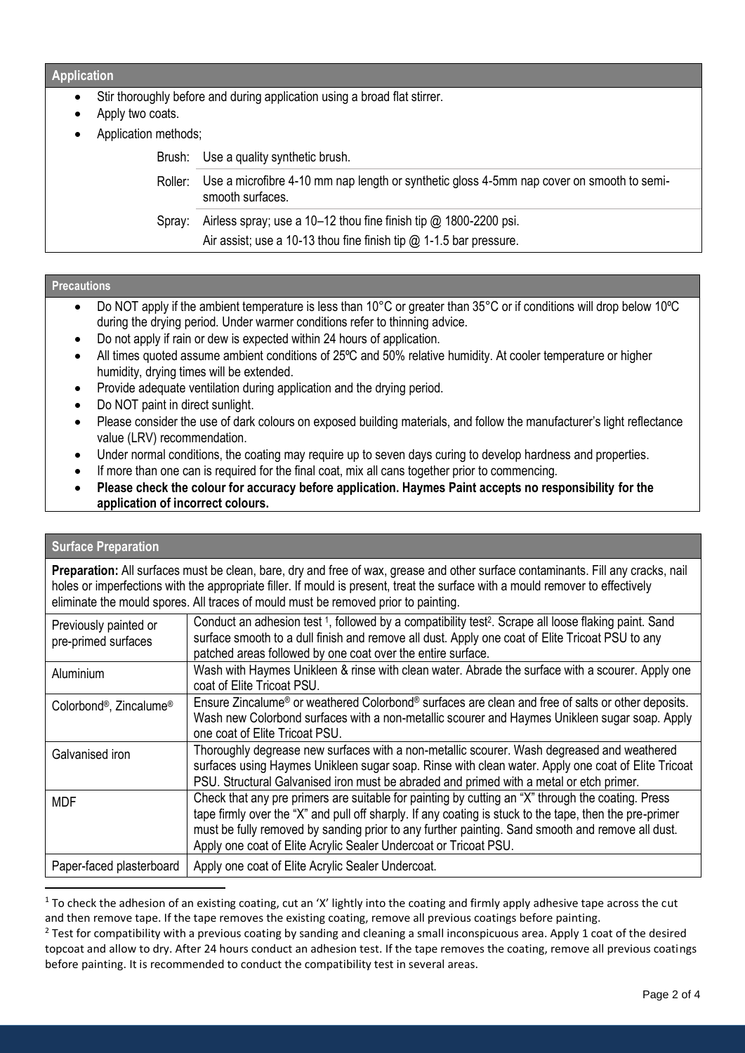## Application

- Stir thoroughly before and during application using a broad flat stirrer.
- Apply two coats.
- Application methods;

| | |
|---|---|
| Brush: | Use a quality synthetic brush. |
| Roller: | Use a microfibre 4-10 mm nap length or synthetic gloss 4-5mm nap cover on smooth to semi-smooth surfaces. |
| Spray: | Airless spray; use a 10–12 thou fine finish tip @ 1800-2200 psi.<br>Air assist; use a 10-13 thou fine finish tip @ 1-1.5 bar pressure. |

## Precautions

- Do NOT apply if the ambient temperature is less than 10°C or greater than 35°C or if conditions will drop below 10ºC during the drying period. Under warmer conditions refer to thinning advice.
- Do not apply if rain or dew is expected within 24 hours of application.
- All times quoted assume ambient conditions of 25ºC and 50% relative humidity. At cooler temperature or higher humidity, drying times will be extended.
- Provide adequate ventilation during application and the drying period.
- Do NOT paint in direct sunlight.
- Please consider the use of dark colours on exposed building materials, and follow the manufacturer's light reflectance value (LRV) recommendation.
- Under normal conditions, the coating may require up to seven days curing to develop hardness and properties.
- If more than one can is required for the final coat, mix all cans together prior to commencing.
- **Please check the colour for accuracy before application. Haymes Paint accepts no responsibility for the application of incorrect colours.**

## Surface Preparation

**Preparation:** All surfaces must be clean, bare, dry and free of wax, grease and other surface contaminants. Fill any cracks, nail holes or imperfections with the appropriate filler. If mould is present, treat the surface with a mould remover to effectively eliminate the mould spores. All traces of mould must be removed prior to painting.

| | |
|---|---|
| Previously painted or pre-primed surfaces | Conduct an adhesion test [1], followed by a compatibility test[2]. Scrape all loose flaking paint. Sand surface smooth to a dull finish and remove all dust. Apply one coat of Elite Tricoat PSU to any patched areas followed by one coat over the entire surface. |
| Aluminium | Wash with Haymes Unikleen & rinse with clean water. Abrade the surface with a scourer. Apply one coat of Elite Tricoat PSU. |
| Colorbond®, Zincalume® | Ensure Zincalume® or weathered Colorbond® surfaces are clean and free of salts or other deposits. Wash new Colorbond surfaces with a non-metallic scourer and Haymes Unikleen sugar soap. Apply one coat of Elite Tricoat PSU. |
| Galvanised iron | Thoroughly degrease new surfaces with a non-metallic scourer. Wash degreased and weathered surfaces using Haymes Unikleen sugar soap. Rinse with clean water. Apply one coat of Elite Tricoat PSU. Structural Galvanised iron must be abraded and primed with a metal or etch primer. |
| MDF | Check that any pre primers are suitable for painting by cutting an "X" through the coating. Press tape firmly over the "X" and pull off sharply. If any coating is stuck to the tape, then the pre-primer must be fully removed by sanding prior to any further painting. Sand smooth and remove all dust. Apply one coat of Elite Acrylic Sealer Undercoat or Tricoat PSU. |
| Paper-faced plasterboard | Apply one coat of Elite Acrylic Sealer Undercoat. |

[1] To check the adhesion of an existing coating, cut an 'X' lightly into the coating and firmly apply adhesive tape across the cut and then remove tape. If the tape removes the existing coating, remove all previous coatings before painting.

[2] Test for compatibility with a previous coating by sanding and cleaning a small inconspicuous area. Apply 1 coat of the desired topcoat and allow to dry. After 24 hours conduct an adhesion test. If the tape removes the coating, remove all previous coatings before painting. It is recommended to conduct the compatibility test in several areas.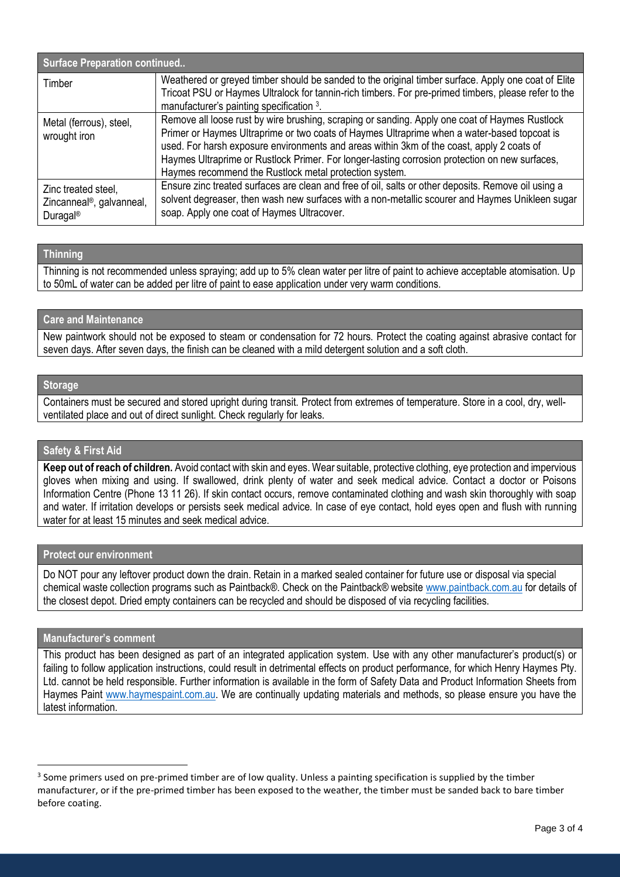| Surface Preparation continued.. | |
|---|---|
| Timber | Weathered or greyed timber should be sanded to the original timber surface. Apply one coat of Elite Tricoat PSU or Haymes Ultralock for tannin-rich timbers. For pre-primed timbers, please refer to the manufacturer's painting specification [3]. |
| Metal (ferrous), steel, wrought iron | Remove all loose rust by wire brushing, scraping or sanding. Apply one coat of Haymes Rustlock Primer or Haymes Ultraprime or two coats of Haymes Ultraprime when a water-based topcoat is used. For harsh exposure environments and areas within 3km of the coast, apply 2 coats of Haymes Ultraprime or Rustlock Primer. For longer-lasting corrosion protection on new surfaces, Haymes recommend the Rustlock metal protection system. |
| Zinc treated steel, Zincanneal®, galvanneal, Duragal® | Ensure zinc treated surfaces are clean and free of oil, salts or other deposits. Remove oil using a solvent degreaser, then wash new surfaces with a non-metallic scourer and Haymes Unikleen sugar soap. Apply one coat of Haymes Ultracover. |

## Thinning

Thinning is not recommended unless spraying; add up to 5% clean water per litre of paint to achieve acceptable atomisation. Up to 50mL of water can be added per litre of paint to ease application under very warm conditions.

## Care and Maintenance

New paintwork should not be exposed to steam or condensation for 72 hours. Protect the coating against abrasive contact for seven days. After seven days, the finish can be cleaned with a mild detergent solution and a soft cloth.

## Storage

Containers must be secured and stored upright during transit. Protect from extremes of temperature. Store in a cool, dry, well-ventilated place and out of direct sunlight. Check regularly for leaks.

## Safety & First Aid

**Keep out of reach of children.** Avoid contact with skin and eyes. Wear suitable, protective clothing, eye protection and impervious gloves when mixing and using. If swallowed, drink plenty of water and seek medical advice. Contact a doctor or Poisons Information Centre (Phone 13 11 26). If skin contact occurs, remove contaminated clothing and wash skin thoroughly with soap and water. If irritation develops or persists seek medical advice. In case of eye contact, hold eyes open and flush with running water for at least 15 minutes and seek medical advice.

## Protect our environment

Do NOT pour any leftover product down the drain. Retain in a marked sealed container for future use or disposal via special chemical waste collection programs such as Paintback®. Check on the Paintback® website www.paintback.com.au for details of the closest depot. Dried empty containers can be recycled and should be disposed of via recycling facilities.

## Manufacturer's comment

This product has been designed as part of an integrated application system. Use with any other manufacturer's product(s) or failing to follow application instructions, could result in detrimental effects on product performance, for which Henry Haymes Pty. Ltd. cannot be held responsible. Further information is available in the form of Safety Data and Product Information Sheets from Haymes Paint www.haymespaint.com.au. We are continually updating materials and methods, so please ensure you have the latest information.

---

[3] Some primers used on pre-primed timber are of low quality. Unless a painting specification is supplied by the timber manufacturer, or if the pre-primed timber has been exposed to the weather, the timber must be sanded back to bare timber before coating.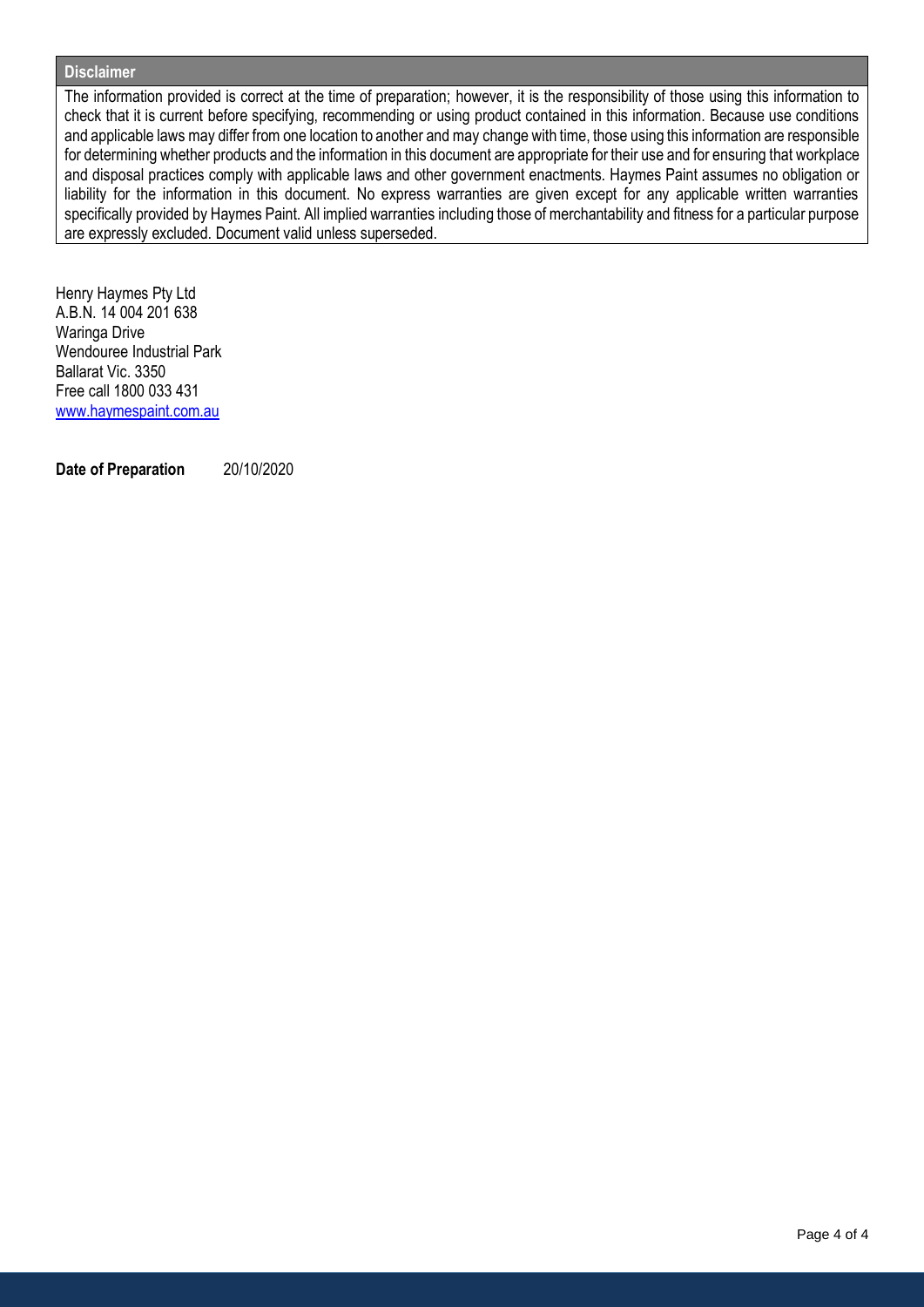## Disclaimer

The information provided is correct at the time of preparation; however, it is the responsibility of those using this information to check that it is current before specifying, recommending or using product contained in this information. Because use conditions and applicable laws may differ from one location to another and may change with time, those using this information are responsible for determining whether products and the information in this document are appropriate for their use and for ensuring that workplace and disposal practices comply with applicable laws and other government enactments. Haymes Paint assumes no obligation or liability for the information in this document. No express warranties are given except for any applicable written warranties specifically provided by Haymes Paint. All implied warranties including those of merchantability and fitness for a particular purpose are expressly excluded. Document valid unless superseded.

Henry Haymes Pty Ltd
A.B.N. 14 004 201 638
Waringa Drive
Wendouree Industrial Park
Ballarat Vic. 3350
Free call 1800 033 431
www.haymespaint.com.au

**Date of Preparation** 20/10/2020